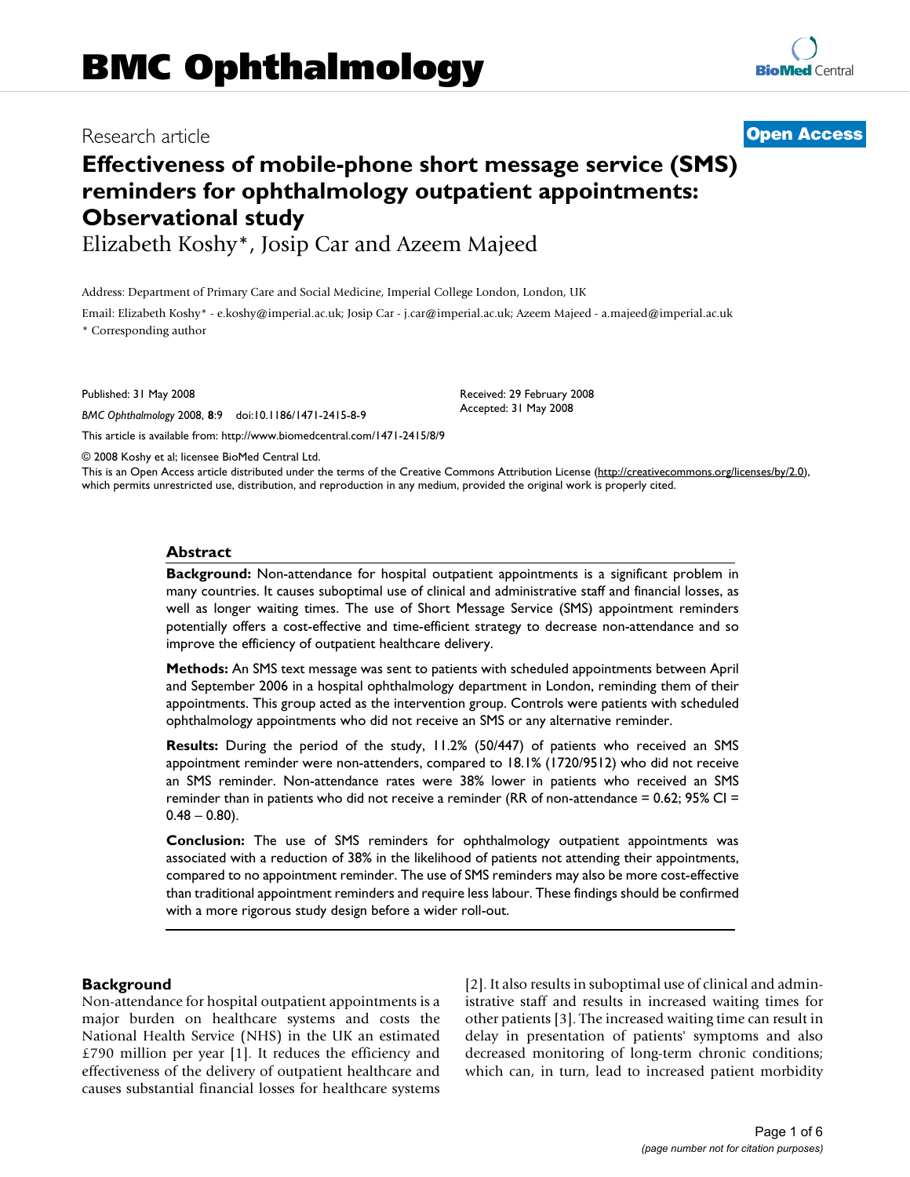# BMC Ophthalmology

Research article

**Open Access**

# Effectiveness of mobile-phone short message service (SMS) reminders for ophthalmology outpatient appointments: Observational study

Elizabeth Koshy*, Josip Car and Azeem Majeed

Address: Department of Primary Care and Social Medicine, Imperial College London, London, UK

Email: Elizabeth Koshy* - e.koshy@imperial.ac.uk; Josip Car - j.car@imperial.ac.uk; Azeem Majeed - a.majeed@imperial.ac.uk

* Corresponding author

Published: 31 May 2008

*BMC Ophthalmology* 2008, **8**:9 doi:10.1186/1471-2415-8-9

Received: 29 February 2008

Accepted: 31 May 2008

This article is available from: http://www.biomedcentral.com/1471-2415/8/9

© 2008 Koshy et al; licensee BioMed Central Ltd.

This is an Open Access article distributed under the terms of the Creative Commons Attribution License (http://creativecommons.org/licenses/by/2.0), which permits unrestricted use, distribution, and reproduction in any medium, provided the original work is properly cited.

## Abstract

**Background:** Non-attendance for hospital outpatient appointments is a significant problem in many countries. It causes suboptimal use of clinical and administrative staff and financial losses, as well as longer waiting times. The use of Short Message Service (SMS) appointment reminders potentially offers a cost-effective and time-efficient strategy to decrease non-attendance and so improve the efficiency of outpatient healthcare delivery.

**Methods:** An SMS text message was sent to patients with scheduled appointments between April and September 2006 in a hospital ophthalmology department in London, reminding them of their appointments. This group acted as the intervention group. Controls were patients with scheduled ophthalmology appointments who did not receive an SMS or any alternative reminder.

**Results:** During the period of the study, 11.2% (50/447) of patients who received an SMS appointment reminder were non-attenders, compared to 18.1% (1720/9512) who did not receive an SMS reminder. Non-attendance rates were 38% lower in patients who received an SMS reminder than in patients who did not receive a reminder (RR of non-attendance = 0.62; 95% CI = 0.48 – 0.80).

**Conclusion:** The use of SMS reminders for ophthalmology outpatient appointments was associated with a reduction of 38% in the likelihood of patients not attending their appointments, compared to no appointment reminder. The use of SMS reminders may also be more cost-effective than traditional appointment reminders and require less labour. These findings should be confirmed with a more rigorous study design before a wider roll-out.

## Background

Non-attendance for hospital outpatient appointments is a major burden on healthcare systems and costs the National Health Service (NHS) in the UK an estimated £790 million per year [1]. It reduces the efficiency and effectiveness of the delivery of outpatient healthcare and causes substantial financial losses for healthcare systems [2]. It also results in suboptimal use of clinical and administrative staff and results in increased waiting times for other patients [3]. The increased waiting time can result in delay in presentation of patients' symptoms and also decreased monitoring of long-term chronic conditions; which can, in turn, lead to increased patient morbidity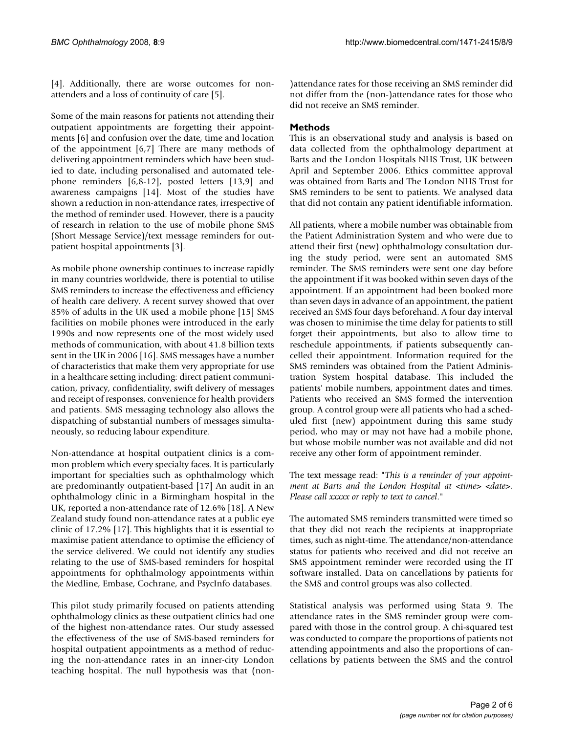[4]. Additionally, there are worse outcomes for non-attenders and a loss of continuity of care [5].

Some of the main reasons for patients not attending their outpatient appointments are forgetting their appointments [6] and confusion over the date, time and location of the appointment [6,7] There are many methods of delivering appointment reminders which have been studied to date, including personalised and automated telephone reminders [6,8-12], posted letters [13,9] and awareness campaigns [14]. Most of the studies have shown a reduction in non-attendance rates, irrespective of the method of reminder used. However, there is a paucity of research in relation to the use of mobile phone SMS (Short Message Service)/text message reminders for outpatient hospital appointments [3].

As mobile phone ownership continues to increase rapidly in many countries worldwide, there is potential to utilise SMS reminders to increase the effectiveness and efficiency of health care delivery. A recent survey showed that over 85% of adults in the UK used a mobile phone [15] SMS facilities on mobile phones were introduced in the early 1990s and now represents one of the most widely used methods of communication, with about 41.8 billion texts sent in the UK in 2006 [16]. SMS messages have a number of characteristics that make them very appropriate for use in a healthcare setting including: direct patient communication, privacy, confidentiality, swift delivery of messages and receipt of responses, convenience for health providers and patients. SMS messaging technology also allows the dispatching of substantial numbers of messages simultaneously, so reducing labour expenditure.

Non-attendance at hospital outpatient clinics is a common problem which every specialty faces. It is particularly important for specialties such as ophthalmology which are predominantly outpatient-based [17] An audit in an ophthalmology clinic in a Birmingham hospital in the UK, reported a non-attendance rate of 12.6% [18]. A New Zealand study found non-attendance rates at a public eye clinic of 17.2% [17]. This highlights that it is essential to maximise patient attendance to optimise the efficiency of the service delivered. We could not identify any studies relating to the use of SMS-based reminders for hospital appointments for ophthalmology appointments within the Medline, Embase, Cochrane, and PsycInfo databases.

This pilot study primarily focused on patients attending ophthalmology clinics as these outpatient clinics had one of the highest non-attendance rates. Our study assessed the effectiveness of the use of SMS-based reminders for hospital outpatient appointments as a method of reducing the non-attendance rates in an inner-city London teaching hospital. The null hypothesis was that (non-)attendance rates for those receiving an SMS reminder did not differ from the (non-)attendance rates for those who did not receive an SMS reminder.

## Methods

This is an observational study and analysis is based on data collected from the ophthalmology department at Barts and the London Hospitals NHS Trust, UK between April and September 2006. Ethics committee approval was obtained from Barts and The London NHS Trust for SMS reminders to be sent to patients. We analysed data that did not contain any patient identifiable information.

All patients, where a mobile number was obtainable from the Patient Administration System and who were due to attend their first (new) ophthalmology consultation during the study period, were sent an automated SMS reminder. The SMS reminders were sent one day before the appointment if it was booked within seven days of the appointment. If an appointment had been booked more than seven days in advance of an appointment, the patient received an SMS four days beforehand. A four day interval was chosen to minimise the time delay for patients to still forget their appointments, but also to allow time to reschedule appointments, if patients subsequently cancelled their appointment. Information required for the SMS reminders was obtained from the Patient Administration System hospital database. This included the patients' mobile numbers, appointment dates and times. Patients who received an SMS formed the intervention group. A control group were all patients who had a scheduled first (new) appointment during this same study period, who may or may not have had a mobile phone, but whose mobile number was not available and did not receive any other form of appointment reminder.

The text message read: "*This is a reminder of your appointment at Barts and the London Hospital at <time> <date>. Please call xxxxx or reply to text to cancel*."

The automated SMS reminders transmitted were timed so that they did not reach the recipients at inappropriate times, such as night-time. The attendance/non-attendance status for patients who received and did not receive an SMS appointment reminder were recorded using the IT software installed. Data on cancellations by patients for the SMS and control groups was also collected.

Statistical analysis was performed using Stata 9. The attendance rates in the SMS reminder group were compared with those in the control group. A chi-squared test was conducted to compare the proportions of patients not attending appointments and also the proportions of cancellations by patients between the SMS and the control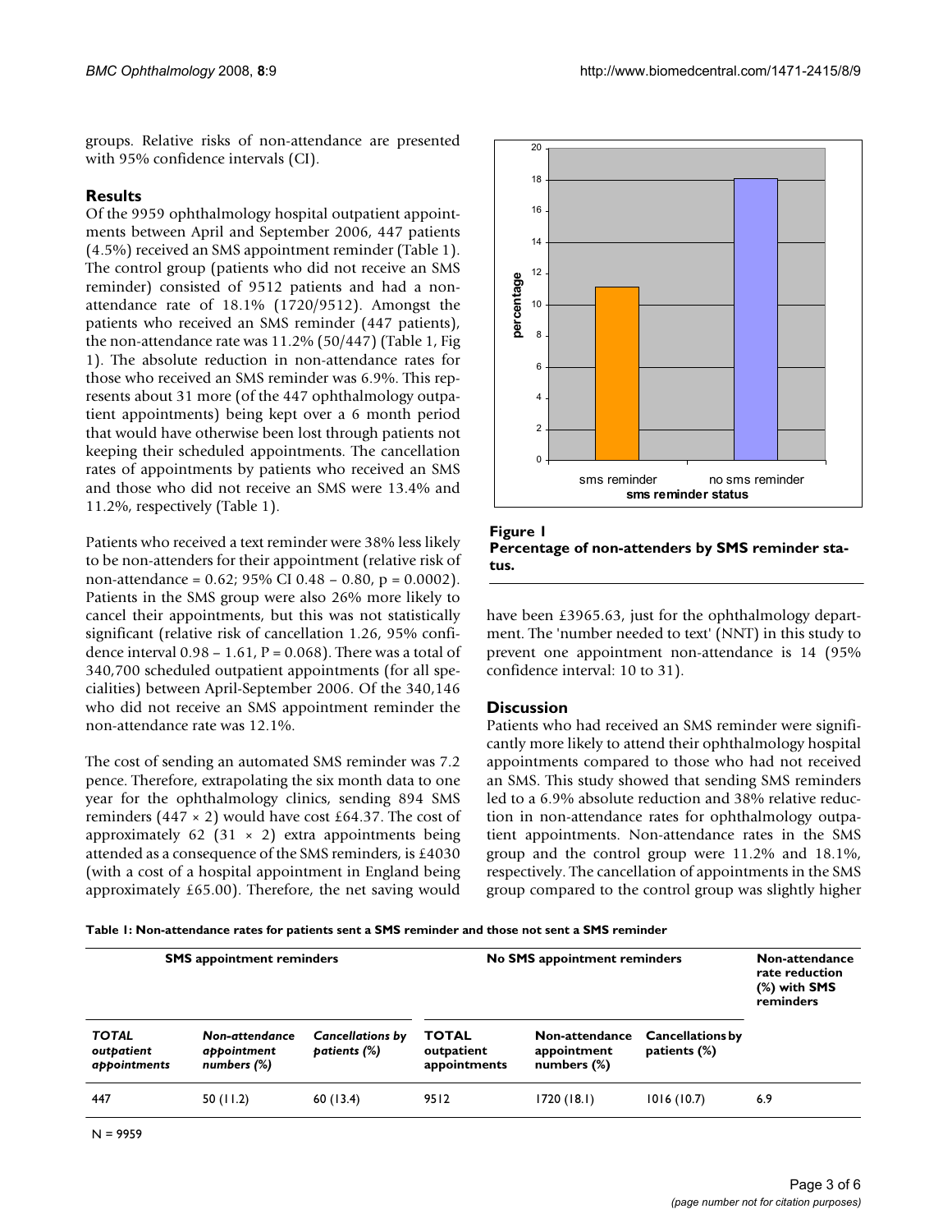groups. Relative risks of non-attendance are presented with 95% confidence intervals (CI).

## Results

Of the 9959 ophthalmology hospital outpatient appointments between April and September 2006, 447 patients (4.5%) received an SMS appointment reminder (Table 1). The control group (patients who did not receive an SMS reminder) consisted of 9512 patients and had a non-attendance rate of 18.1% (1720/9512). Amongst the patients who received an SMS reminder (447 patients), the non-attendance rate was 11.2% (50/447) (Table 1, Fig 1). The absolute reduction in non-attendance rates for those who received an SMS reminder was 6.9%. This represents about 31 more (of the 447 ophthalmology outpatient appointments) being kept over a 6 month period that would have otherwise been lost through patients not keeping their scheduled appointments. The cancellation rates of appointments by patients who received an SMS and those who did not receive an SMS were 13.4% and 11.2%, respectively (Table 1).

Patients who received a text reminder were 38% less likely to be non-attenders for their appointment (relative risk of non-attendance = 0.62; 95% CI 0.48 – 0.80, p = 0.0002). Patients in the SMS group were also 26% more likely to cancel their appointments, but this was not statistically significant (relative risk of cancellation 1.26, 95% confidence interval 0.98 – 1.61, P = 0.068). There was a total of 340,700 scheduled outpatient appointments (for all specialities) between April-September 2006. Of the 340,146 who did not receive an SMS appointment reminder the non-attendance rate was 12.1%.

The cost of sending an automated SMS reminder was 7.2 pence. Therefore, extrapolating the six month data to one year for the ophthalmology clinics, sending 894 SMS reminders (447 × 2) would have cost £64.37. The cost of approximately 62 (31 × 2) extra appointments being attended as a consequence of the SMS reminders, is £4030 (with a cost of a hospital appointment in England being approximately £65.00). Therefore, the net saving would have been £3965.63, just for the ophthalmology department. The 'number needed to text' (NNT) in this study to prevent one appointment non-attendance is 14 (95% confidence interval: 10 to 31).

**Figure 1**
**Percentage of non-attenders by SMS reminder status.**

## Discussion

Patients who had received an SMS reminder were significantly more likely to attend their ophthalmology hospital appointments compared to those who had not received an SMS. This study showed that sending SMS reminders led to a 6.9% absolute reduction and 38% relative reduction in non-attendance rates for ophthalmology outpatient appointments. Non-attendance rates in the SMS group and the control group were 11.2% and 18.1%, respectively. The cancellation of appointments in the SMS group compared to the control group was slightly higher

**Table 1: Non-attendance rates for patients sent a SMS reminder and those not sent a SMS reminder**

| **SMS appointment reminders** | | | **No SMS appointment reminders** | | | **Non-attendance rate reduction (%) with SMS reminders** |
|---|---|---|---|---|---|---|
| ***TOTAL outpatient appointments*** | ***Non-attendance appointment numbers (%)*** | ***Cancellations by patients (%)*** | **TOTAL outpatient appointments** | **Non-attendance appointment numbers (%)** | **Cancellations by patients (%)** | |
| 447 | 50 (11.2) | 60 (13.4) | 9512 | 1720 (18.1) | 1016 (10.7) | 6.9 |

N = 9959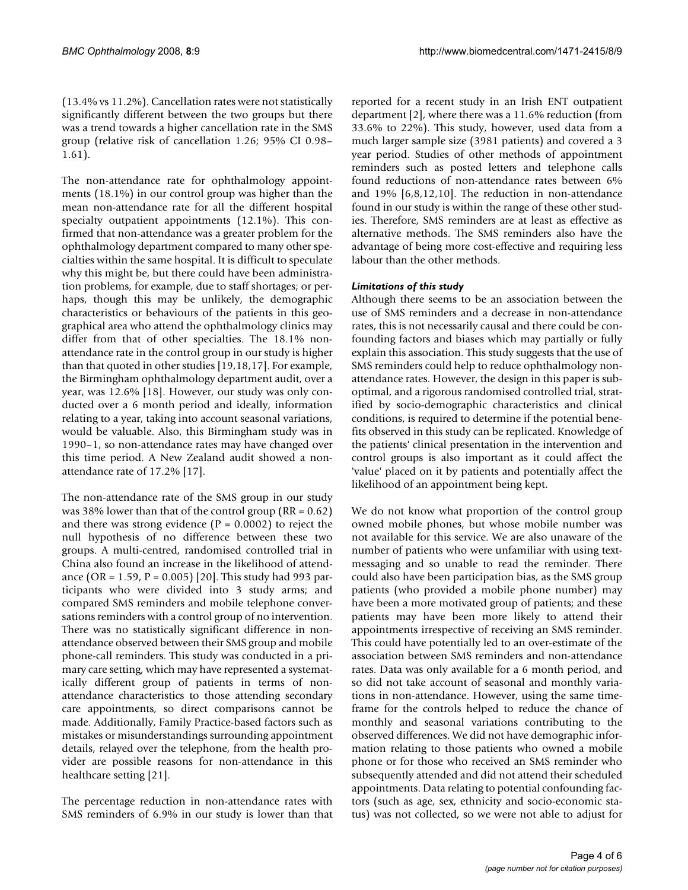(13.4% vs 11.2%). Cancellation rates were not statistically significantly different between the two groups but there was a trend towards a higher cancellation rate in the SMS group (relative risk of cancellation 1.26; 95% CI 0.98–1.61).

The non-attendance rate for ophthalmology appointments (18.1%) in our control group was higher than the mean non-attendance rate for all the different hospital specialty outpatient appointments (12.1%). This confirmed that non-attendance was a greater problem for the ophthalmology department compared to many other specialties within the same hospital. It is difficult to speculate why this might be, but there could have been administration problems, for example, due to staff shortages; or perhaps, though this may be unlikely, the demographic characteristics or behaviours of the patients in this geographical area who attend the ophthalmology clinics may differ from that of other specialties. The 18.1% non-attendance rate in the control group in our study is higher than that quoted in other studies [19,18,17]. For example, the Birmingham ophthalmology department audit, over a year, was 12.6% [18]. However, our study was only conducted over a 6 month period and ideally, information relating to a year, taking into account seasonal variations, would be valuable. Also, this Birmingham study was in 1990–1, so non-attendance rates may have changed over this time period. A New Zealand audit showed a non-attendance rate of 17.2% [17].

The non-attendance rate of the SMS group in our study was 38% lower than that of the control group (RR = 0.62) and there was strong evidence (P = 0.0002) to reject the null hypothesis of no difference between these two groups. A multi-centred, randomised controlled trial in China also found an increase in the likelihood of attendance (OR = 1.59, P = 0.005) [20]. This study had 993 participants who were divided into 3 study arms; and compared SMS reminders and mobile telephone conversations reminders with a control group of no intervention. There was no statistically significant difference in non-attendance observed between their SMS group and mobile phone-call reminders. This study was conducted in a primary care setting, which may have represented a systematically different group of patients in terms of non-attendance characteristics to those attending secondary care appointments, so direct comparisons cannot be made. Additionally, Family Practice-based factors such as mistakes or misunderstandings surrounding appointment details, relayed over the telephone, from the health provider are possible reasons for non-attendance in this healthcare setting [21].

The percentage reduction in non-attendance rates with SMS reminders of 6.9% in our study is lower than that reported for a recent study in an Irish ENT outpatient department [2], where there was a 11.6% reduction (from 33.6% to 22%). This study, however, used data from a much larger sample size (3981 patients) and covered a 3 year period. Studies of other methods of appointment reminders such as posted letters and telephone calls found reductions of non-attendance rates between 6% and 19% [6,8,12,10]. The reduction in non-attendance found in our study is within the range of these other studies. Therefore, SMS reminders are at least as effective as alternative methods. The SMS reminders also have the advantage of being more cost-effective and requiring less labour than the other methods.

### *Limitations of this study*

Although there seems to be an association between the use of SMS reminders and a decrease in non-attendance rates, this is not necessarily causal and there could be confounding factors and biases which may partially or fully explain this association. This study suggests that the use of SMS reminders could help to reduce ophthalmology non-attendance rates. However, the design in this paper is sub-optimal, and a rigorous randomised controlled trial, stratified by socio-demographic characteristics and clinical conditions, is required to determine if the potential benefits observed in this study can be replicated. Knowledge of the patients' clinical presentation in the intervention and control groups is also important as it could affect the 'value' placed on it by patients and potentially affect the likelihood of an appointment being kept.

We do not know what proportion of the control group owned mobile phones, but whose mobile number was not available for this service. We are also unaware of the number of patients who were unfamiliar with using text-messaging and so unable to read the reminder. There could also have been participation bias, as the SMS group patients (who provided a mobile phone number) may have been a more motivated group of patients; and these patients may have been more likely to attend their appointments irrespective of receiving an SMS reminder. This could have potentially led to an over-estimate of the association between SMS reminders and non-attendance rates. Data was only available for a 6 month period, and so did not take account of seasonal and monthly variations in non-attendance. However, using the same time-frame for the controls helped to reduce the chance of monthly and seasonal variations contributing to the observed differences. We did not have demographic information relating to those patients who owned a mobile phone or for those who received an SMS reminder who subsequently attended and did not attend their scheduled appointments. Data relating to potential confounding factors (such as age, sex, ethnicity and socio-economic status) was not collected, so we were not able to adjust for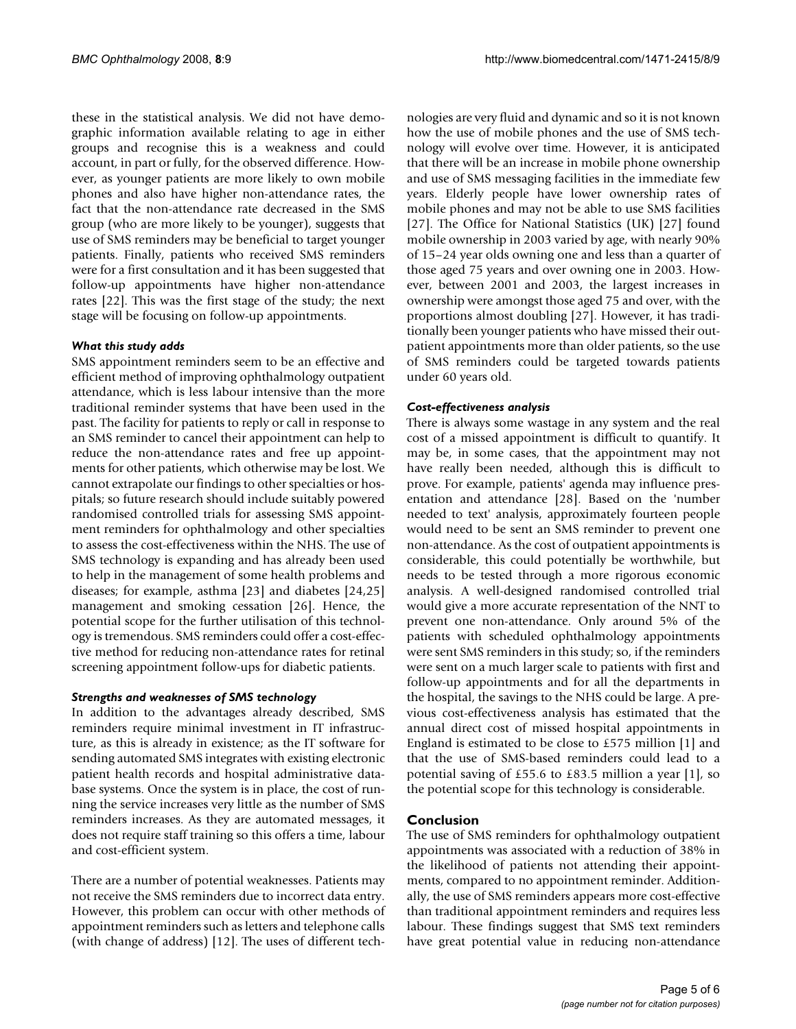these in the statistical analysis. We did not have demographic information available relating to age in either groups and recognise this is a weakness and could account, in part or fully, for the observed difference. However, as younger patients are more likely to own mobile phones and also have higher non-attendance rates, the fact that the non-attendance rate decreased in the SMS group (who are more likely to be younger), suggests that use of SMS reminders may be beneficial to target younger patients. Finally, patients who received SMS reminders were for a first consultation and it has been suggested that follow-up appointments have higher non-attendance rates [22]. This was the first stage of the study; the next stage will be focusing on follow-up appointments.

### *What this study adds*

SMS appointment reminders seem to be an effective and efficient method of improving ophthalmology outpatient attendance, which is less labour intensive than the more traditional reminder systems that have been used in the past. The facility for patients to reply or call in response to an SMS reminder to cancel their appointment can help to reduce the non-attendance rates and free up appointments for other patients, which otherwise may be lost. We cannot extrapolate our findings to other specialties or hospitals; so future research should include suitably powered randomised controlled trials for assessing SMS appointment reminders for ophthalmology and other specialties to assess the cost-effectiveness within the NHS. The use of SMS technology is expanding and has already been used to help in the management of some health problems and diseases; for example, asthma [23] and diabetes [24,25] management and smoking cessation [26]. Hence, the potential scope for the further utilisation of this technology is tremendous. SMS reminders could offer a cost-effective method for reducing non-attendance rates for retinal screening appointment follow-ups for diabetic patients.

### *Strengths and weaknesses of SMS technology*

In addition to the advantages already described, SMS reminders require minimal investment in IT infrastructure, as this is already in existence; as the IT software for sending automated SMS integrates with existing electronic patient health records and hospital administrative database systems. Once the system is in place, the cost of running the service increases very little as the number of SMS reminders increases. As they are automated messages, it does not require staff training so this offers a time, labour and cost-efficient system.

There are a number of potential weaknesses. Patients may not receive the SMS reminders due to incorrect data entry. However, this problem can occur with other methods of appointment reminders such as letters and telephone calls (with change of address) [12]. The uses of different technologies are very fluid and dynamic and so it is not known how the use of mobile phones and the use of SMS technology will evolve over time. However, it is anticipated that there will be an increase in mobile phone ownership and use of SMS messaging facilities in the immediate few years. Elderly people have lower ownership rates of mobile phones and may not be able to use SMS facilities [27]. The Office for National Statistics (UK) [27] found mobile ownership in 2003 varied by age, with nearly 90% of 15–24 year olds owning one and less than a quarter of those aged 75 years and over owning one in 2003. However, between 2001 and 2003, the largest increases in ownership were amongst those aged 75 and over, with the proportions almost doubling [27]. However, it has traditionally been younger patients who have missed their outpatient appointments more than older patients, so the use of SMS reminders could be targeted towards patients under 60 years old.

### *Cost-effectiveness analysis*

There is always some wastage in any system and the real cost of a missed appointment is difficult to quantify. It may be, in some cases, that the appointment may not have really been needed, although this is difficult to prove. For example, patients' agenda may influence presentation and attendance [28]. Based on the 'number needed to text' analysis, approximately fourteen people would need to be sent an SMS reminder to prevent one non-attendance. As the cost of outpatient appointments is considerable, this could potentially be worthwhile, but needs to be tested through a more rigorous economic analysis. A well-designed randomised controlled trial would give a more accurate representation of the NNT to prevent one non-attendance. Only around 5% of the patients with scheduled ophthalmology appointments were sent SMS reminders in this study; so, if the reminders were sent on a much larger scale to patients with first and follow-up appointments and for all the departments in the hospital, the savings to the NHS could be large. A previous cost-effectiveness analysis has estimated that the annual direct cost of missed hospital appointments in England is estimated to be close to £575 million [1] and that the use of SMS-based reminders could lead to a potential saving of £55.6 to £83.5 million a year [1], so the potential scope for this technology is considerable.

## Conclusion

The use of SMS reminders for ophthalmology outpatient appointments was associated with a reduction of 38% in the likelihood of patients not attending their appointments, compared to no appointment reminder. Additionally, the use of SMS reminders appears more cost-effective than traditional appointment reminders and requires less labour. These findings suggest that SMS text reminders have great potential value in reducing non-attendance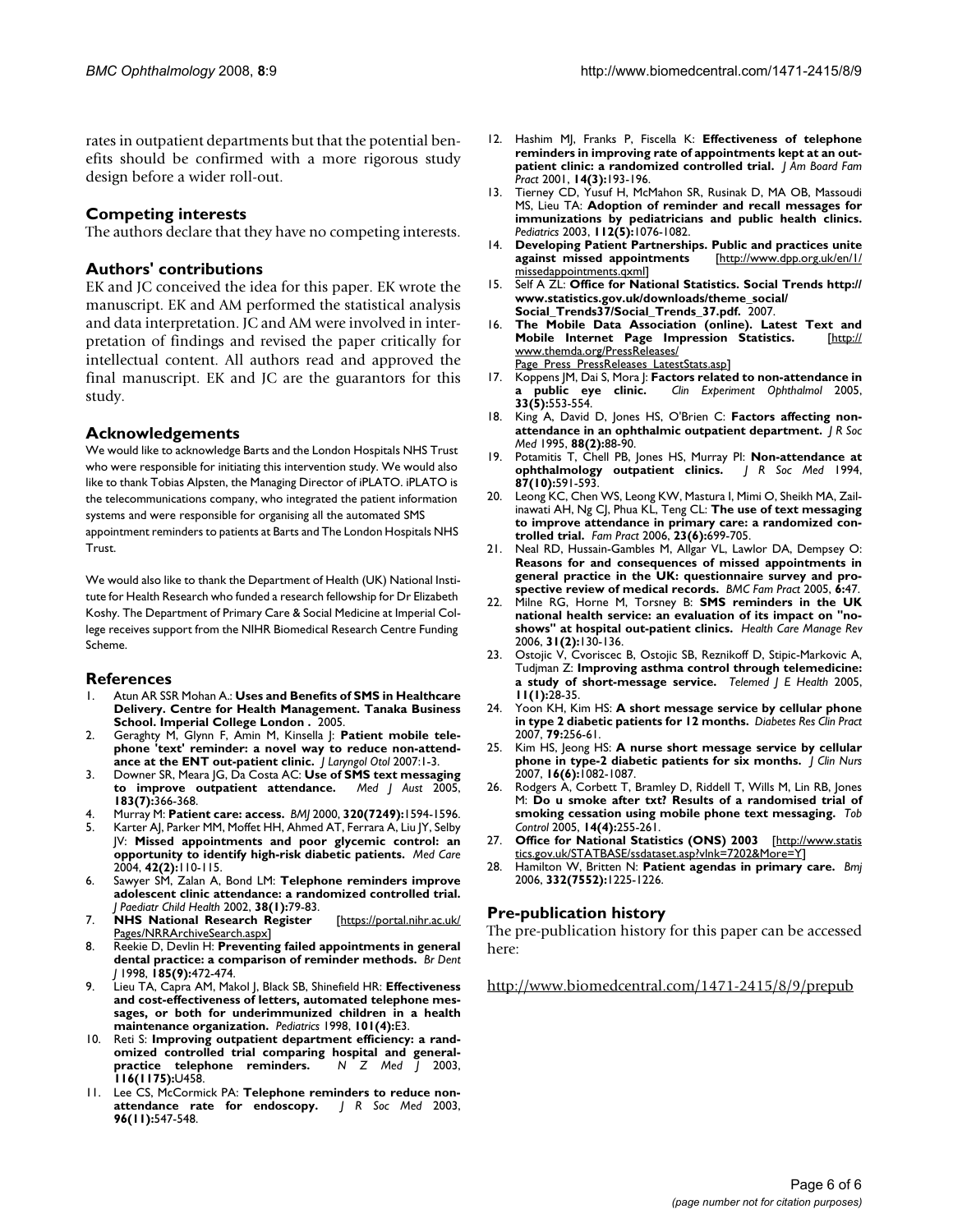rates in outpatient departments but that the potential benefits should be confirmed with a more rigorous study design before a wider roll-out.

## Competing interests

The authors declare that they have no competing interests.

## Authors' contributions

EK and JC conceived the idea for this paper. EK wrote the manuscript. EK and AM performed the statistical analysis and data interpretation. JC and AM were involved in interpretation of findings and revised the paper critically for intellectual content. All authors read and approved the final manuscript. EK and JC are the guarantors for this study.

## Acknowledgements

We would like to acknowledge Barts and the London Hospitals NHS Trust who were responsible for initiating this intervention study. We would also like to thank Tobias Alpsten, the Managing Director of iPLATO. iPLATO is the telecommunications company, who integrated the patient information systems and were responsible for organising all the automated SMS appointment reminders to patients at Barts and The London Hospitals NHS Trust.

We would also like to thank the Department of Health (UK) National Institute for Health Research who funded a research fellowship for Dr Elizabeth Koshy. The Department of Primary Care & Social Medicine at Imperial College receives support from the NIHR Biomedical Research Centre Funding Scheme.

## References

1. Atun AR SSR Mohan A.: **Uses and Benefits of SMS in Healthcare Delivery. Centre for Health Management. Tanaka Business School. Imperial College London .** 2005.
2. Geraghty M, Glynn F, Amin M, Kinsella J: **Patient mobile telephone 'text' reminder: a novel way to reduce non-attendance at the ENT out-patient clinic.** *J Laryngol Otol* 2007:1-3.
3. Downer SR, Meara JG, Da Costa AC: **Use of SMS text messaging to improve outpatient attendance.** *Med J Aust* 2005, **183(7):**366-368.
4. Murray M: **Patient care: access.** *BMJ* 2000, **320(7249):**1594-1596.
5. Karter AJ, Parker MM, Moffet HH, Ahmed AT, Ferrara A, Liu JY, Selby JV: **Missed appointments and poor glycemic control: an opportunity to identify high-risk diabetic patients.** *Med Care* 2004, **42(2):**110-115.
6. Sawyer SM, Zalan A, Bond LM: **Telephone reminders improve adolescent clinic attendance: a randomized controlled trial.** *J Paediatr Child Health* 2002, **38(1):**79-83.
7. **NHS National Research Register** [https://portal.nihr.ac.uk/Pages/NRRArchiveSearch.aspx]
8. Reekie D, Devlin H: **Preventing failed appointments in general dental practice: a comparison of reminder methods.** *Br Dent J* 1998, **185(9):**472-474.
9. Lieu TA, Capra AM, Makol J, Black SB, Shinefield HR: **Effectiveness and cost-effectiveness of letters, automated telephone messages, or both for underimmunized children in a health maintenance organization.** *Pediatrics* 1998, **101(4):**E3.
10. Reti S: **Improving outpatient department efficiency: a randomized controlled trial comparing hospital and general-practice telephone reminders.** *N Z Med J* 2003, **116(1175):**U458.
11. Lee CS, McCormick PA: **Telephone reminders to reduce non-attendance rate for endoscopy.** *J R Soc Med* 2003, **96(11):**547-548.
12. Hashim MJ, Franks P, Fiscella K: **Effectiveness of telephone reminders in improving rate of appointments kept at an outpatient clinic: a randomized controlled trial.** *J Am Board Fam Pract* 2001, **14(3):**193-196.
13. Tierney CD, Yusuf H, McMahon SR, Rusinak D, MA OB, Massoudi MS, Lieu TA: **Adoption of reminder and recall messages for immunizations by pediatricians and public health clinics.** *Pediatrics* 2003, **112(5):**1076-1082.
14. **Developing Patient Partnerships. Public and practices unite against missed appointments** [http://www.dpp.org.uk/en/1/missedappointments.qxml]
15. Self A ZL: **Office for National Statistics. Social Trends http://www.statistics.gov.uk/downloads/theme_social/Social_Trends37/Social_Trends_37.pdf.** 2007.
16. **The Mobile Data Association (online). Latest Text and Mobile Internet Page Impression Statistics.** [http://www.themda.org/PressReleases/Page_Press_PressReleases_LatestStats.asp]
17. Koppens JM, Dai S, Mora J: **Factors related to non-attendance in a public eye clinic.** *Clin Experiment Ophthalmol* 2005, **33(5):**553-554.
18. King A, David D, Jones HS, O'Brien C: **Factors affecting non-attendance in an ophthalmic outpatient department.** *J R Soc Med* 1995, **88(2):**88-90.
19. Potamitis T, Chell PB, Jones HS, Murray PI: **Non-attendance at ophthalmology outpatient clinics.** *J R Soc Med* 1994, **87(10):**591-593.
20. Leong KC, Chen WS, Leong KW, Mastura I, Mimi O, Sheikh MA, Zailinawati AH, Ng CJ, Phua KL, Teng CL: **The use of text messaging to improve attendance in primary care: a randomized controlled trial.** *Fam Pract* 2006, **23(6):**699-705.
21. Neal RD, Hussain-Gambles M, Allgar VL, Lawlor DA, Dempsey O: **Reasons for and consequences of missed appointments in general practice in the UK: questionnaire survey and prospective review of medical records.** *BMC Fam Pract* 2005, **6:**47.
22. Milne RG, Horne M, Torsney B: **SMS reminders in the UK national health service: an evaluation of its impact on "no-shows" at hospital out-patient clinics.** *Health Care Manage Rev* 2006, **31(2):**130-136.
23. Ostojic V, Cvoriscec B, Ostojic SB, Reznikoff D, Stipic-Markovic A, Tudjman Z: **Improving asthma control through telemedicine: a study of short-message service.** *Telemed J E Health* 2005, **11(1):**28-35.
24. Yoon KH, Kim HS: **A short message service by cellular phone in type 2 diabetic patients for 12 months.** *Diabetes Res Clin Pract* 2007, **79:**256-61.
25. Kim HS, Jeong HS: **A nurse short message service by cellular phone in type-2 diabetic patients for six months.** *J Clin Nurs* 2007, **16(6):**1082-1087.
26. Rodgers A, Corbett T, Bramley D, Riddell T, Wills M, Lin RB, Jones M: **Do u smoke after txt? Results of a randomised trial of smoking cessation using mobile phone text messaging.** *Tob Control* 2005, **14(4):**255-261.
27. **Office for National Statistics (ONS) 2003** [http://www.statistics.gov.uk/STATBASE/ssdataset.asp?vlnk=7202&More=Y]
28. Hamilton W, Britten N: **Patient agendas in primary care.** *Bmj* 2006, **332(7552):**1225-1226.

## Pre-publication history

The pre-publication history for this paper can be accessed here:

http://www.biomedcentral.com/1471-2415/8/9/prepub